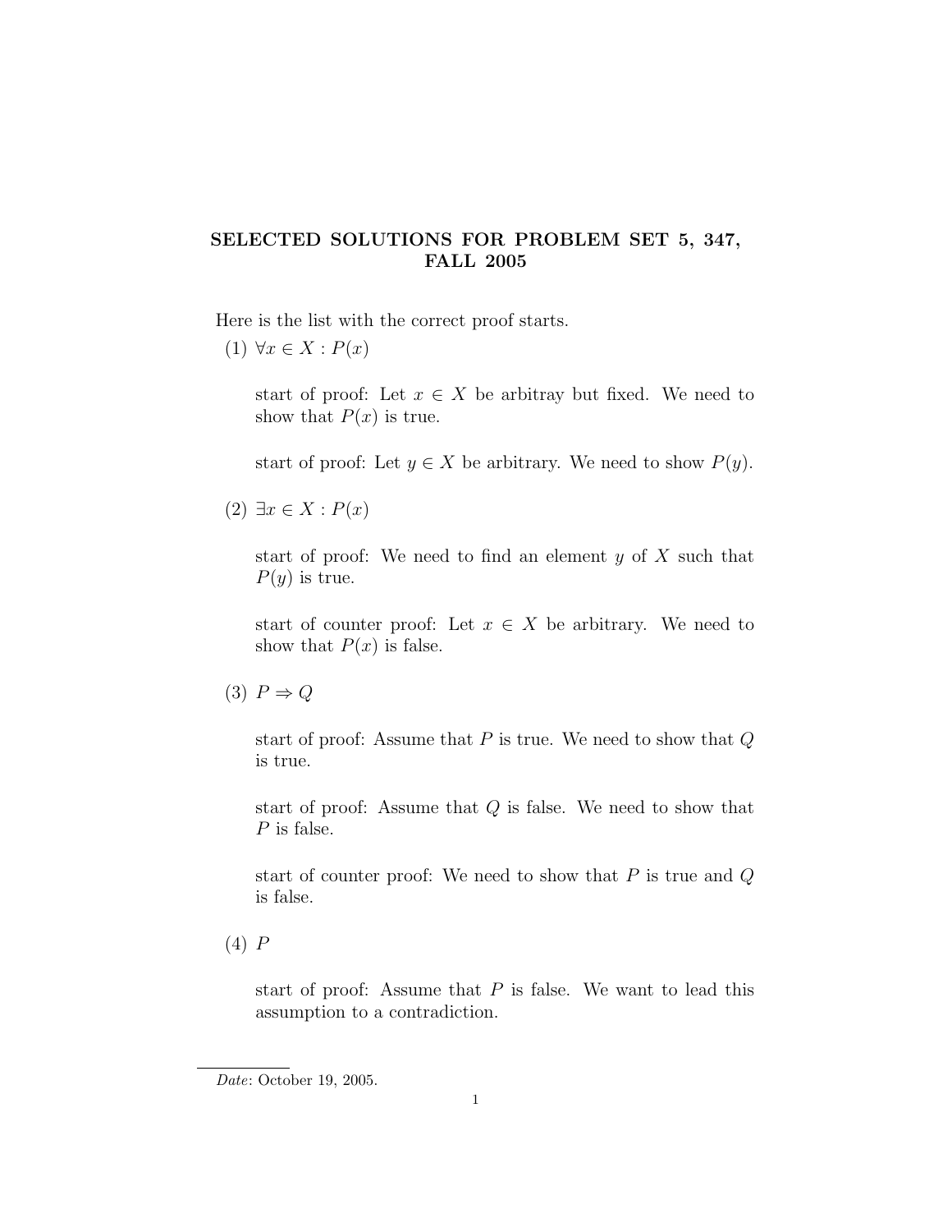# SELECTED SOLUTIONS FOR PROBLEM SET 5, 347, FALL 2005

Here is the list with the correct proof starts.

(1) $\forall x \in X : P(x)$

start of proof: Let $x \in X$ be arbitray but fixed. We need to show that $P(x)$ is true.

start of proof: Let $y \in X$ be arbitrary. We need to show $P(y)$.

(2) $\exists x \in X : P(x)$

start of proof: We need to find an element $y$ of $X$ such that $P(y)$ is true.

start of counter proof: Let $x \in X$ be arbitrary. We need to show that $P(x)$ is false.

(3) $P \Rightarrow Q$

start of proof: Assume that $P$ is true. We need to show that $Q$ is true.

start of proof: Assume that $Q$ is false. We need to show that $P$ is false.

start of counter proof: We need to show that $P$ is true and $Q$ is false.

(4) $P$

start of proof: Assume that $P$ is false. We want to lead this assumption to a contradiction.

*Date*: October 19, 2005.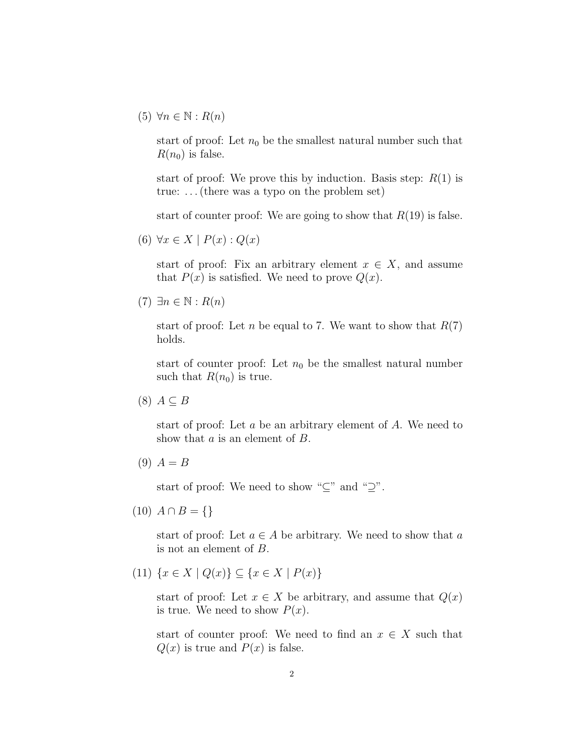(5) $\forall n \in \mathbb{N} : R(n)$

start of proof: Let $n_0$ be the smallest natural number such that $R(n_0)$ is false.

start of proof: We prove this by induction. Basis step: $R(1)$ is true: …(there was a typo on the problem set)

start of counter proof: We are going to show that $R(19)$ is false.

(6) $\forall x \in X \mid P(x) : Q(x)$

start of proof: Fix an arbitrary element $x \in X$, and assume that $P(x)$ is satisfied. We need to prove $Q(x)$.

(7) $\exists n \in \mathbb{N} : R(n)$

start of proof: Let $n$ be equal to 7. We want to show that $R(7)$ holds.

start of counter proof: Let $n_0$ be the smallest natural number such that $R(n_0)$ is true.

(8) $A \subseteq B$

start of proof: Let $a$ be an arbitrary element of $A$. We need to show that $a$ is an element of $B$.

(9) $A = B$

start of proof: We need to show "$\subseteq$" and "$\supseteq$".

(10) $A \cap B = \{\}$

start of proof: Let $a \in A$ be arbitrary. We need to show that $a$ is not an element of $B$.

(11) $\{x \in X \mid Q(x)\} \subseteq \{x \in X \mid P(x)\}$

start of proof: Let $x \in X$ be arbitrary, and assume that $Q(x)$ is true. We need to show $P(x)$.

start of counter proof: We need to find an $x \in X$ such that $Q(x)$ is true and $P(x)$ is false.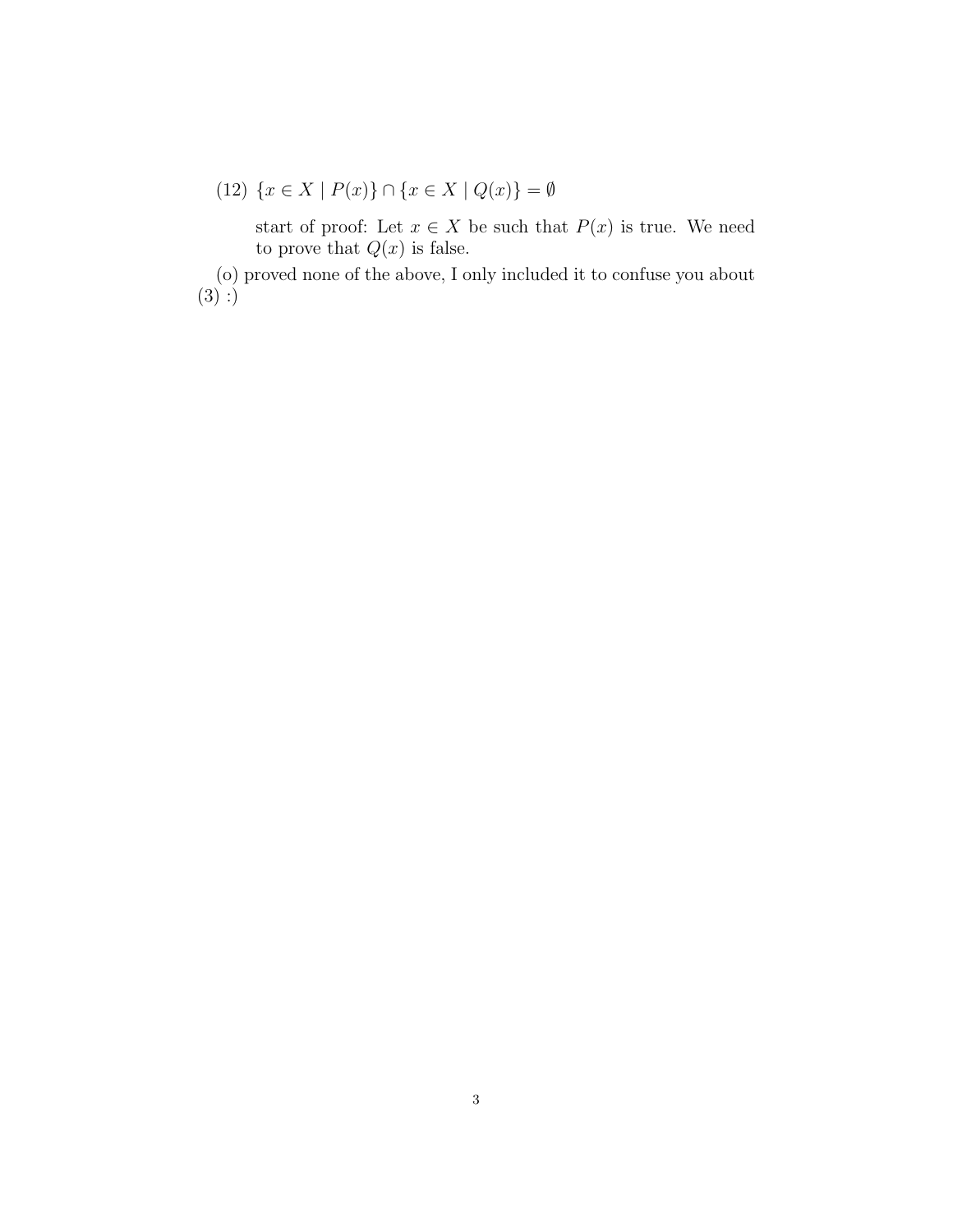(12) $\{x \in X \mid P(x)\} \cap \{x \in X \mid Q(x)\} = \emptyset$

> start of proof: Let $x \in X$ be such that $P(x)$ is true. We need to prove that $Q(x)$ is false.

(o) proved none of the above, I only included it to confuse you about (3) :)